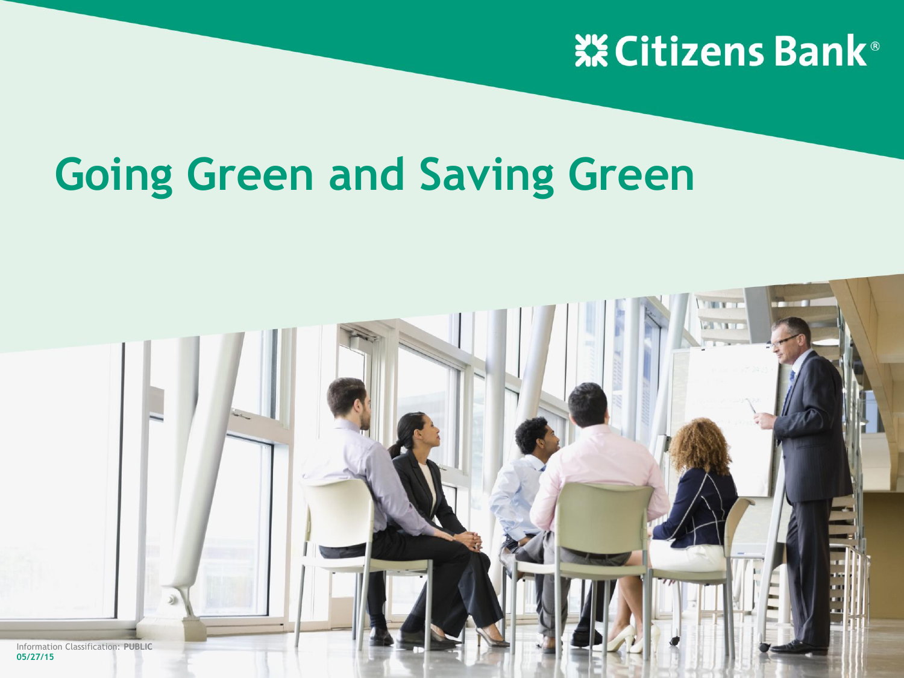Citizens Bank®

# Going Green and Saving Green

Information Classification: **PUBLIC**

**05/27/15**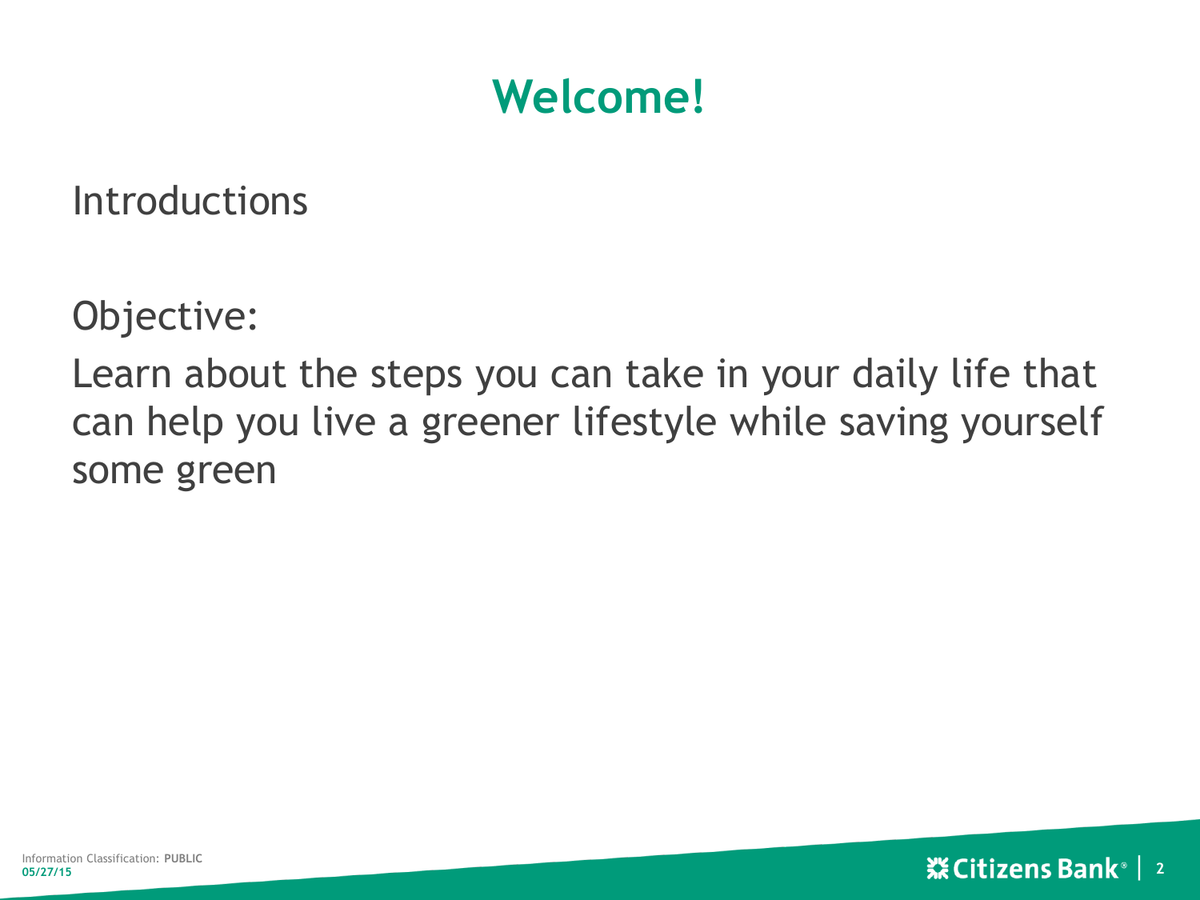# Welcome!

Introductions

Objective:

Learn about the steps you can take in your daily life that can help you live a greener lifestyle while saving yourself some green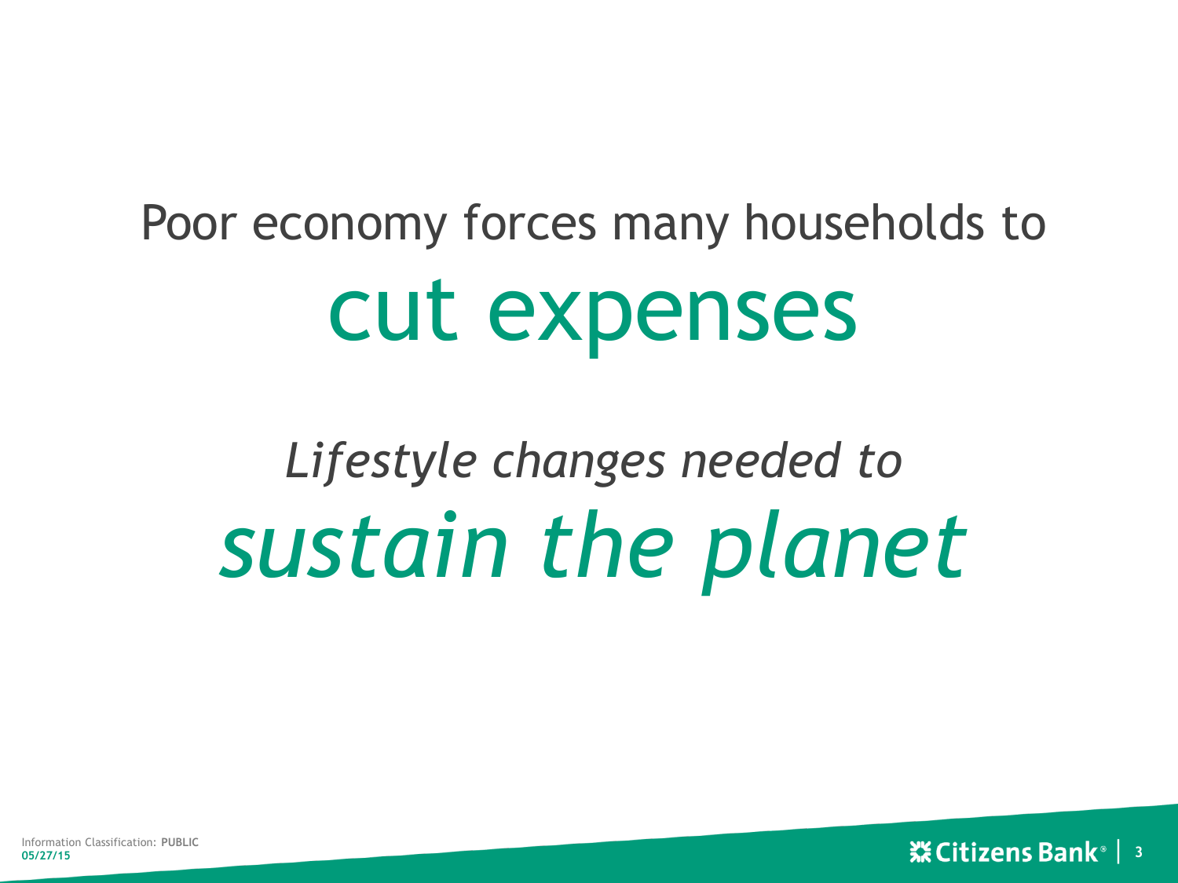Poor economy forces many households to

**cut expenses**

*Lifestyle changes needed to*

***sustain the planet***

Information Classification: **PUBLIC**
**05/27/15**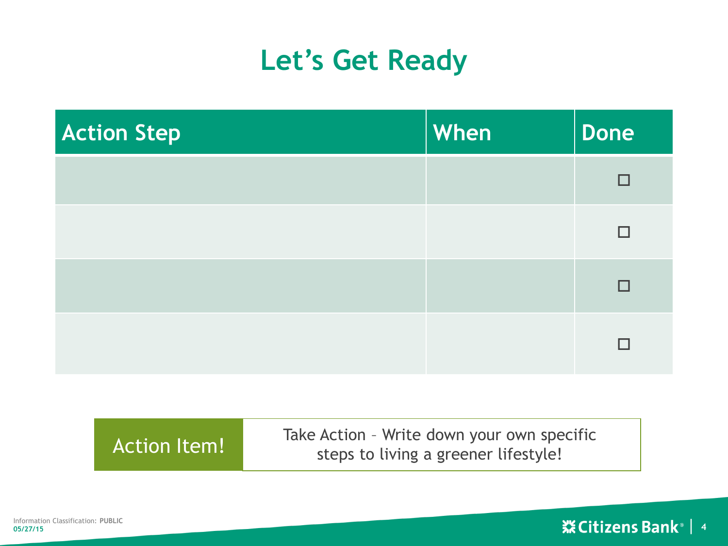# Let's Get Ready

| Action Step | When | Done |
|---|---|---|
| | | ☐ |
| | | ☐ |
| | | ☐ |
| | | ☐ |

| Action Item! | Take Action – Write down your own specific steps to living a greener lifestyle! |
|---|---|

Information Classification: **PUBLIC**
**05/27/15**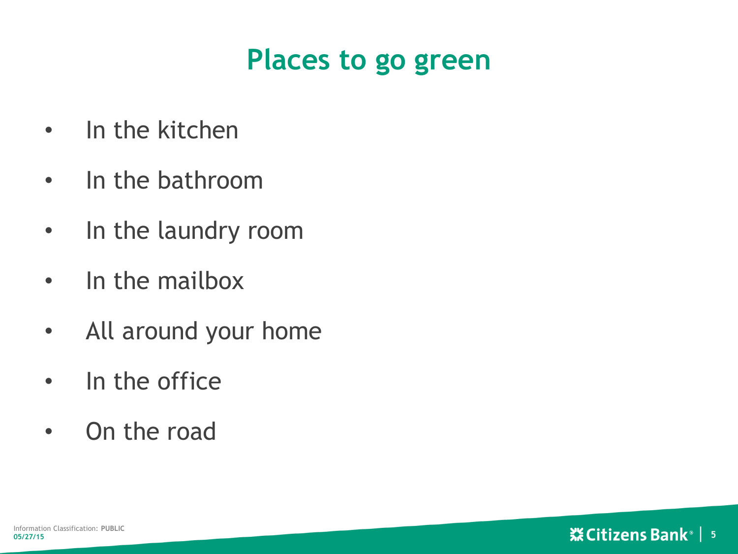# Places to go green

- In the kitchen
- In the bathroom
- In the laundry room
- In the mailbox
- All around your home
- In the office
- On the road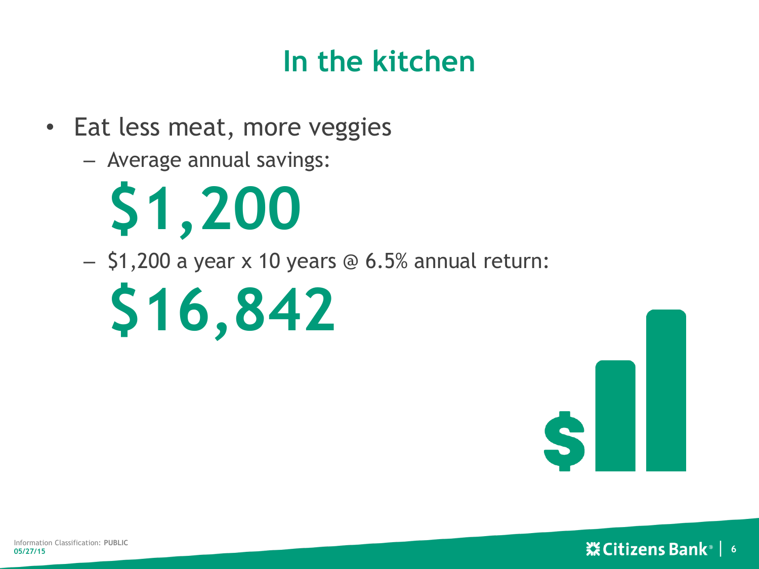# In the kitchen

- Eat less meat, more veggies
  - Average annual savings:

**$1,200**

  - $1,200 a year x 10 years @ 6.5% annual return:

**$16,842**

Information Classification: **PUBLIC**
**05/27/15**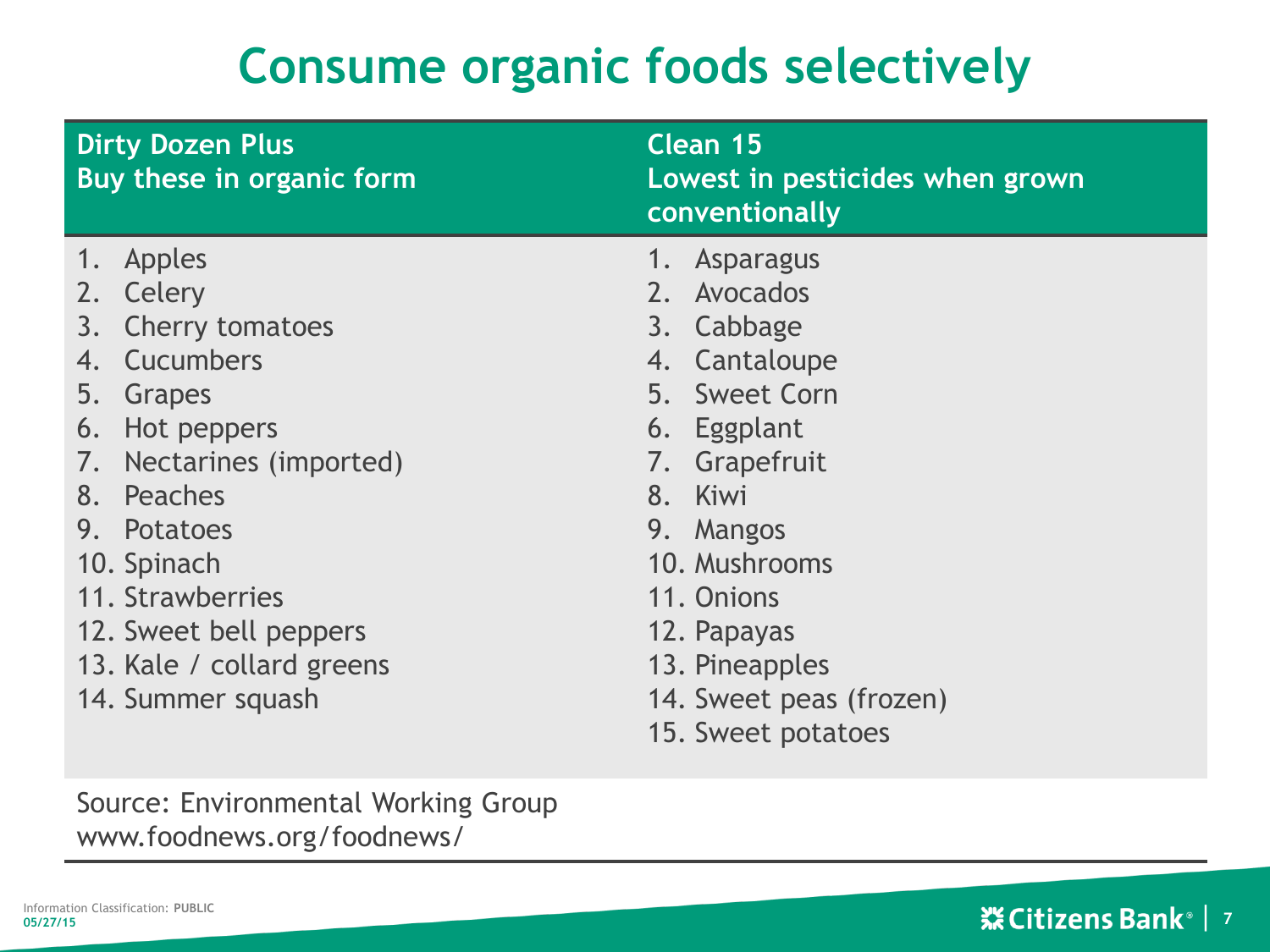# Consume organic foods selectively

| Dirty Dozen Plus<br>Buy these in organic form | Clean 15<br>Lowest in pesticides when grown conventionally |
|---|---|
| 1. Apples | 1. Asparagus |
| 2. Celery | 2. Avocados |
| 3. Cherry tomatoes | 3. Cabbage |
| 4. Cucumbers | 4. Cantaloupe |
| 5. Grapes | 5. Sweet Corn |
| 6. Hot peppers | 6. Eggplant |
| 7. Nectarines (imported) | 7. Grapefruit |
| 8. Peaches | 8. Kiwi |
| 9. Potatoes | 9. Mangos |
| 10. Spinach | 10. Mushrooms |
| 11. Strawberries | 11. Onions |
| 12. Sweet bell peppers | 12. Papayas |
| 13. Kale / collard greens | 13. Pineapples |
| 14. Summer squash | 14. Sweet peas (frozen) |
| | 15. Sweet potatoes |

Source: Environmental Working Group
www.foodnews.org/foodnews/

Information Classification: **PUBLIC**
**05/27/15**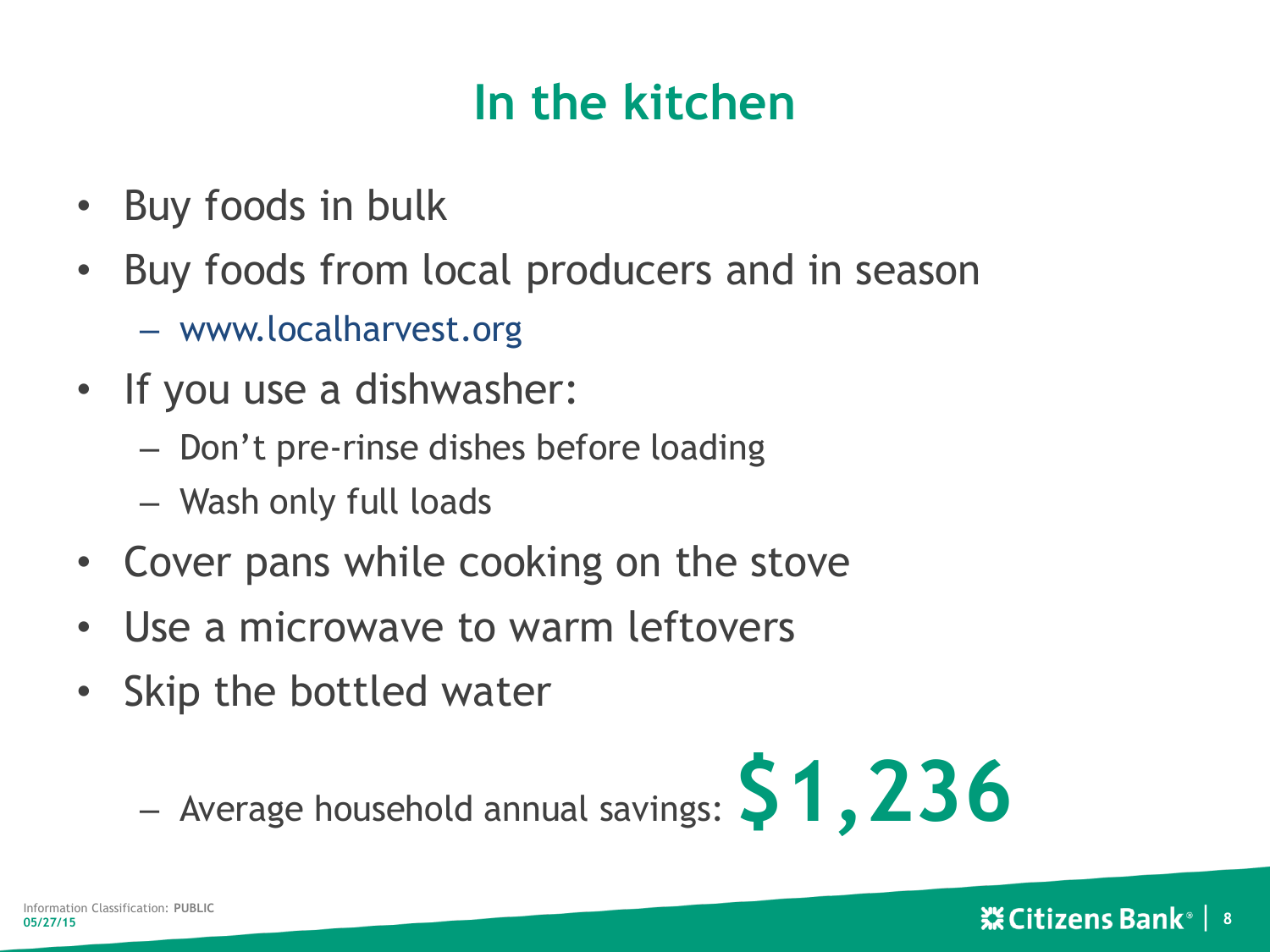# In the kitchen

- Buy foods in bulk
- Buy foods from local producers and in season
  - www.localharvest.org
- If you use a dishwasher:
  - Don't pre-rinse dishes before loading
  - Wash only full loads
- Cover pans while cooking on the stove
- Use a microwave to warm leftovers
- Skip the bottled water
  - Average household annual savings: **$1,236**

Information Classification: **PUBLIC**
**05/27/15**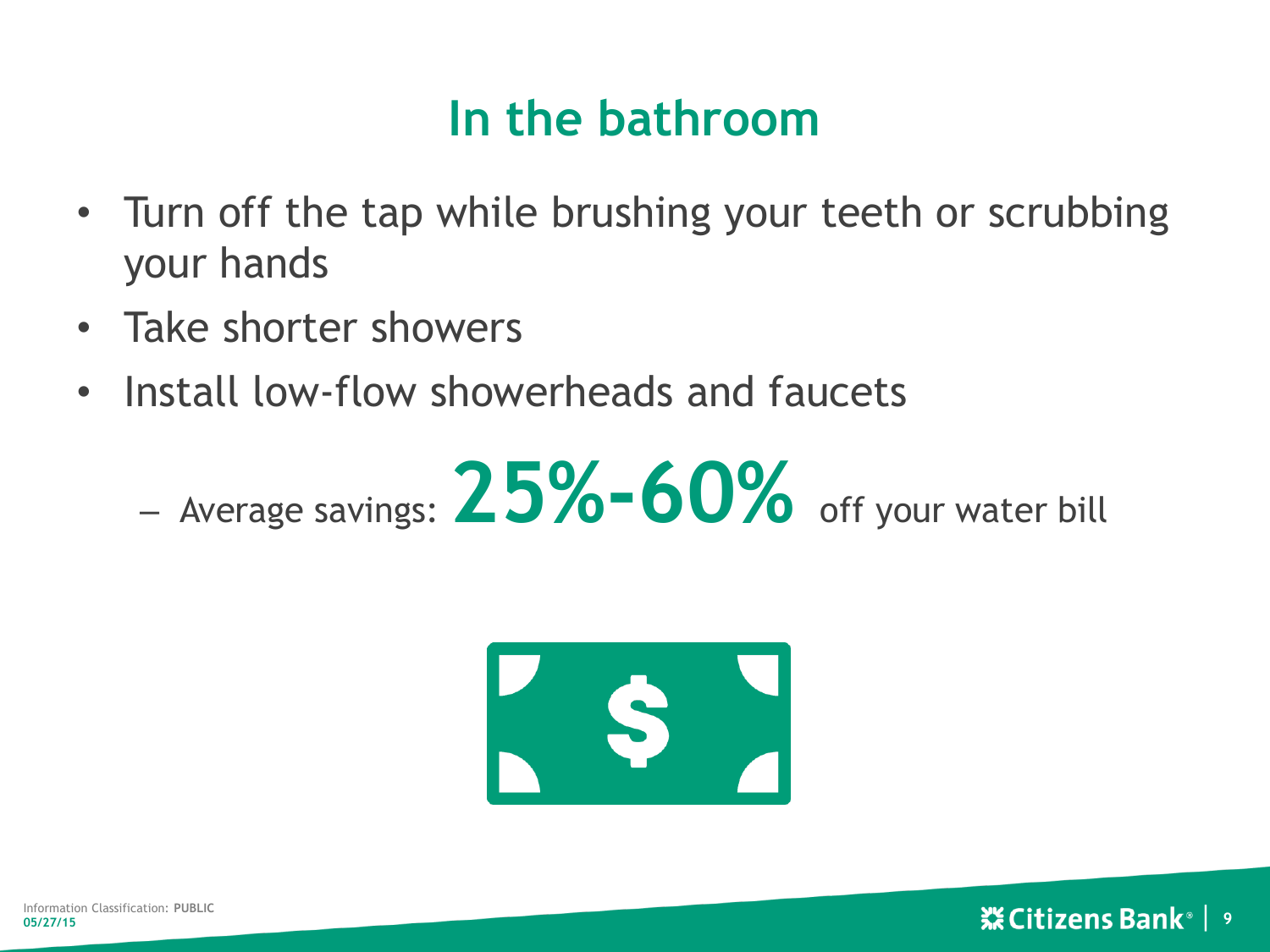# In the bathroom

- Turn off the tap while brushing your teeth or scrubbing your hands
- Take shorter showers
- Install low-flow showerheads and faucets
  - Average savings: **25%-60%** off your water bill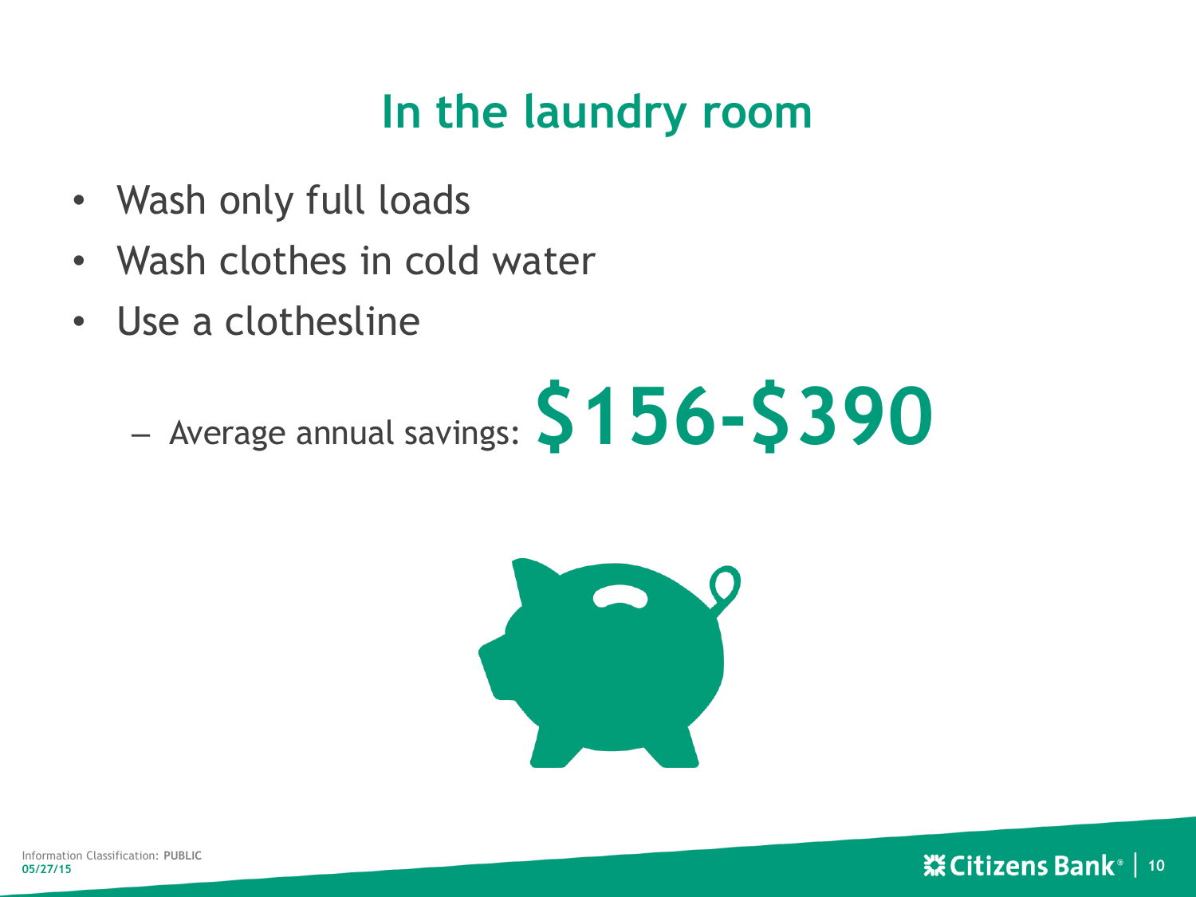# In the laundry room

- Wash only full loads
- Wash clothes in cold water
- Use a clothesline
  - Average annual savings: **$156-$390**

Information Classification: **PUBLIC**
**05/27/15**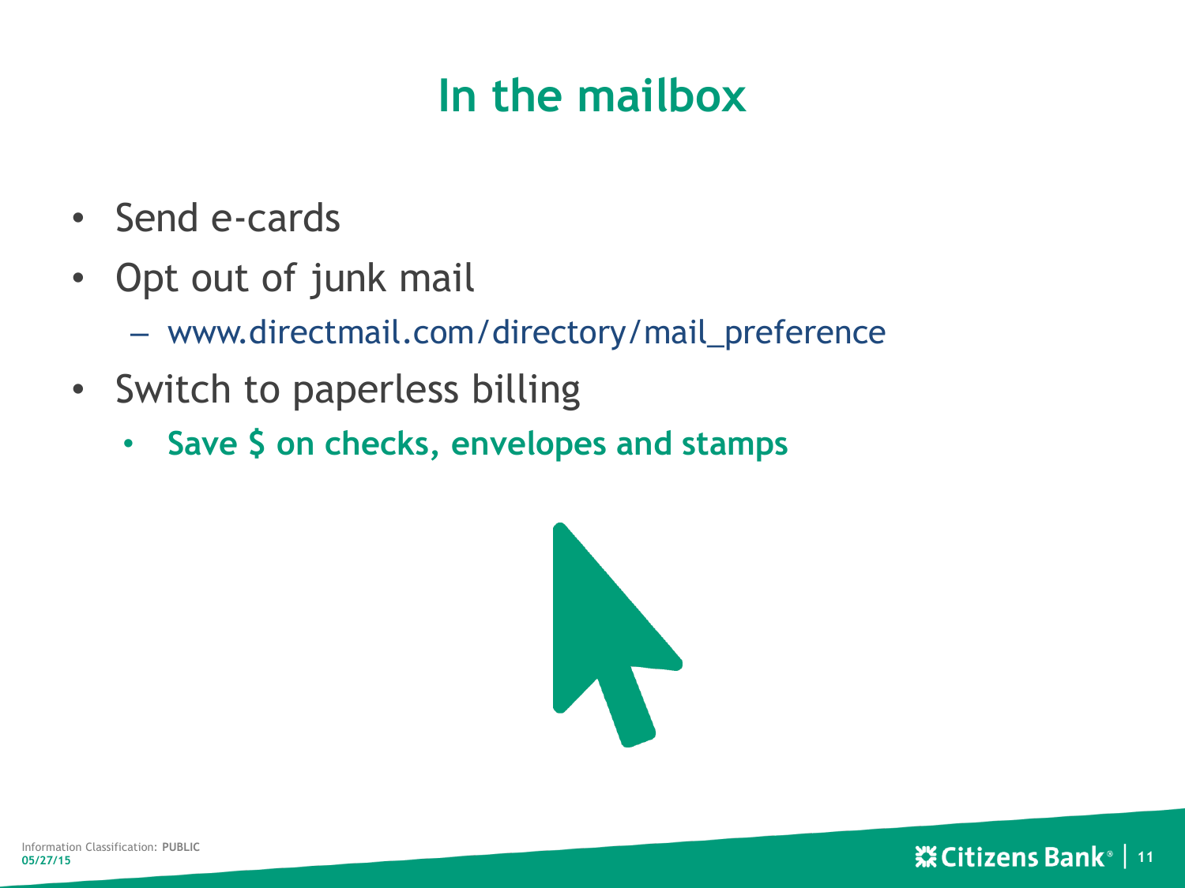# In the mailbox

- Send e-cards
- Opt out of junk mail
  - www.directmail.com/directory/mail_preference
- Switch to paperless billing
  - **Save $ on checks, envelopes and stamps**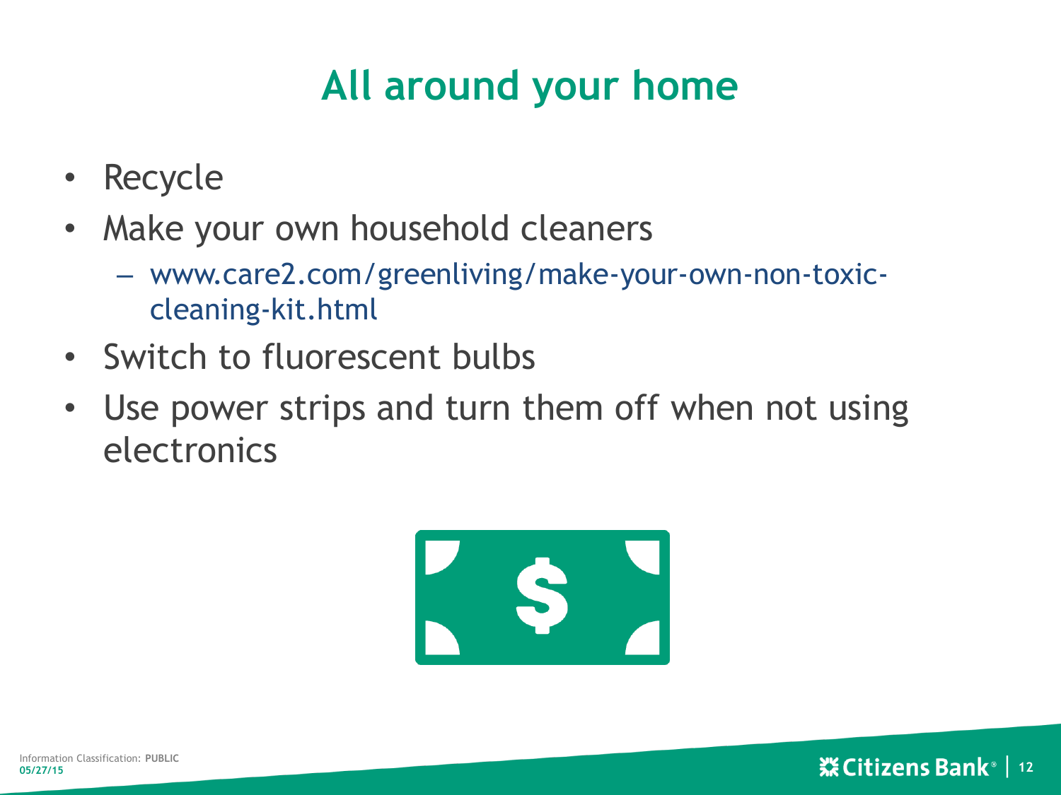# All around your home

- Recycle
- Make your own household cleaners
  - www.care2.com/greenliving/make-your-own-non-toxic-cleaning-kit.html
- Switch to fluorescent bulbs
- Use power strips and turn them off when not using electronics

Information Classification: **PUBLIC**
**05/27/15**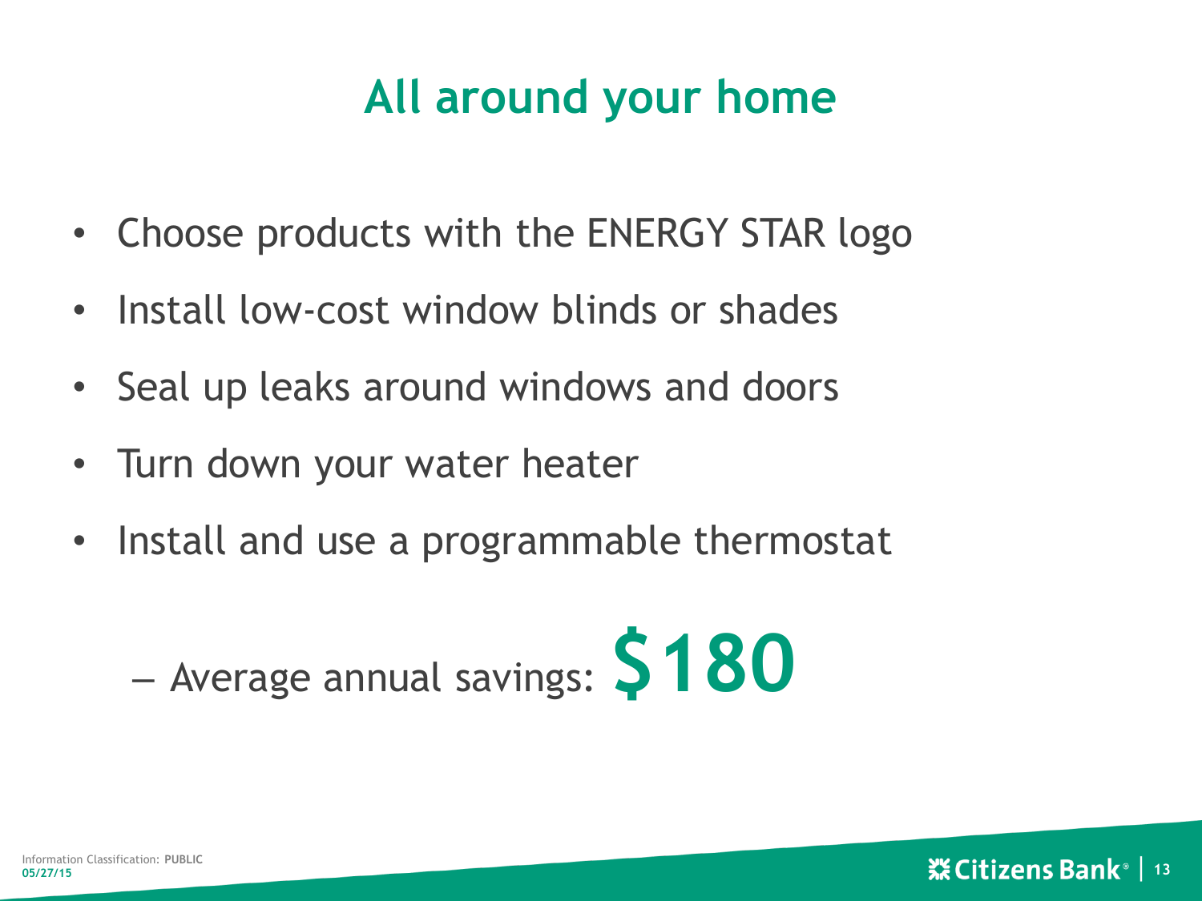# All around your home

- Choose products with the ENERGY STAR logo
- Install low-cost window blinds or shades
- Seal up leaks around windows and doors
- Turn down your water heater
- Install and use a programmable thermostat
  - Average annual savings: **$180**

Information Classification: **PUBLIC**
**05/27/15**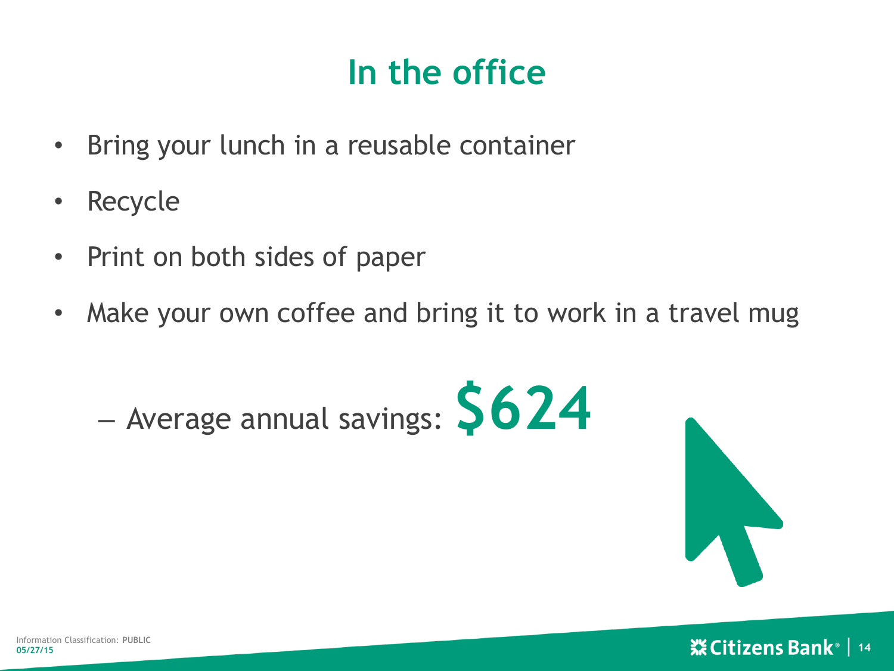# In the office

- Bring your lunch in a reusable container
- Recycle
- Print on both sides of paper
- Make your own coffee and bring it to work in a travel mug
  - Average annual savings: **$624**

Information Classification: **PUBLIC**
**05/27/15**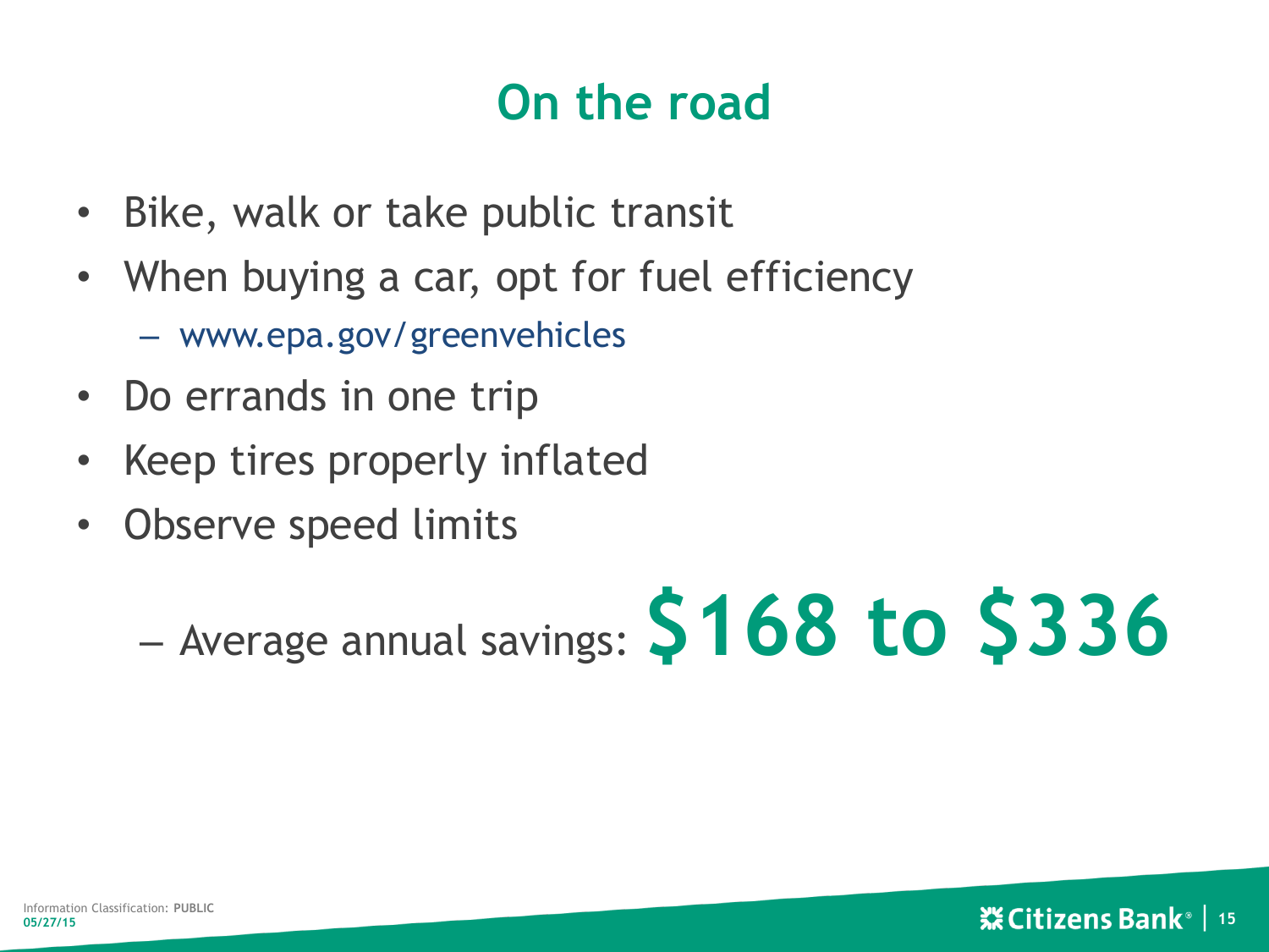# On the road

- Bike, walk or take public transit
- When buying a car, opt for fuel efficiency
  - www.epa.gov/greenvehicles
- Do errands in one trip
- Keep tires properly inflated
- Observe speed limits
  - Average annual savings: **$168 to $336**

Information Classification: **PUBLIC**
**05/27/15**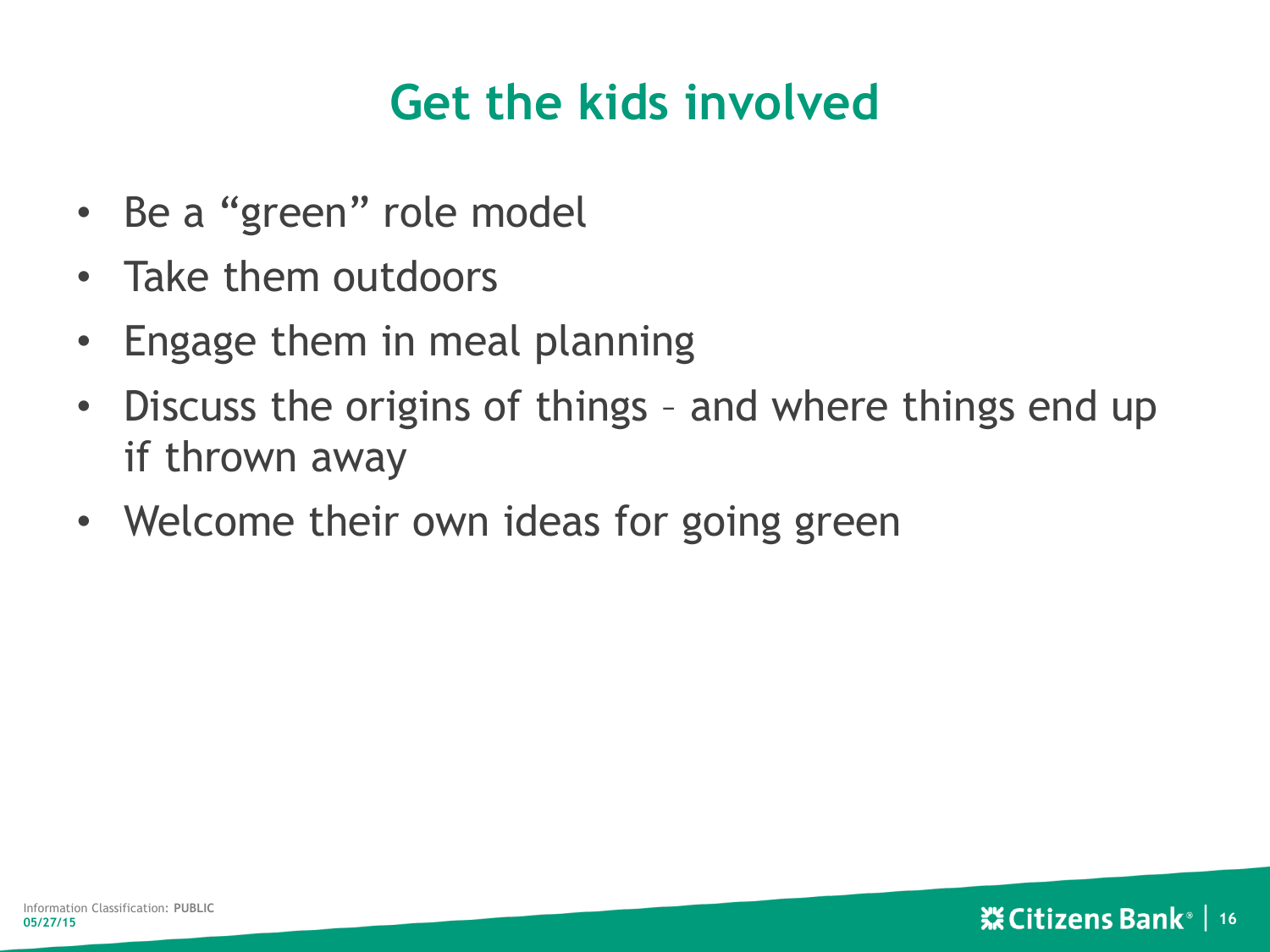# Get the kids involved

- Be a "green" role model
- Take them outdoors
- Engage them in meal planning
- Discuss the origins of things – and where things end up if thrown away
- Welcome their own ideas for going green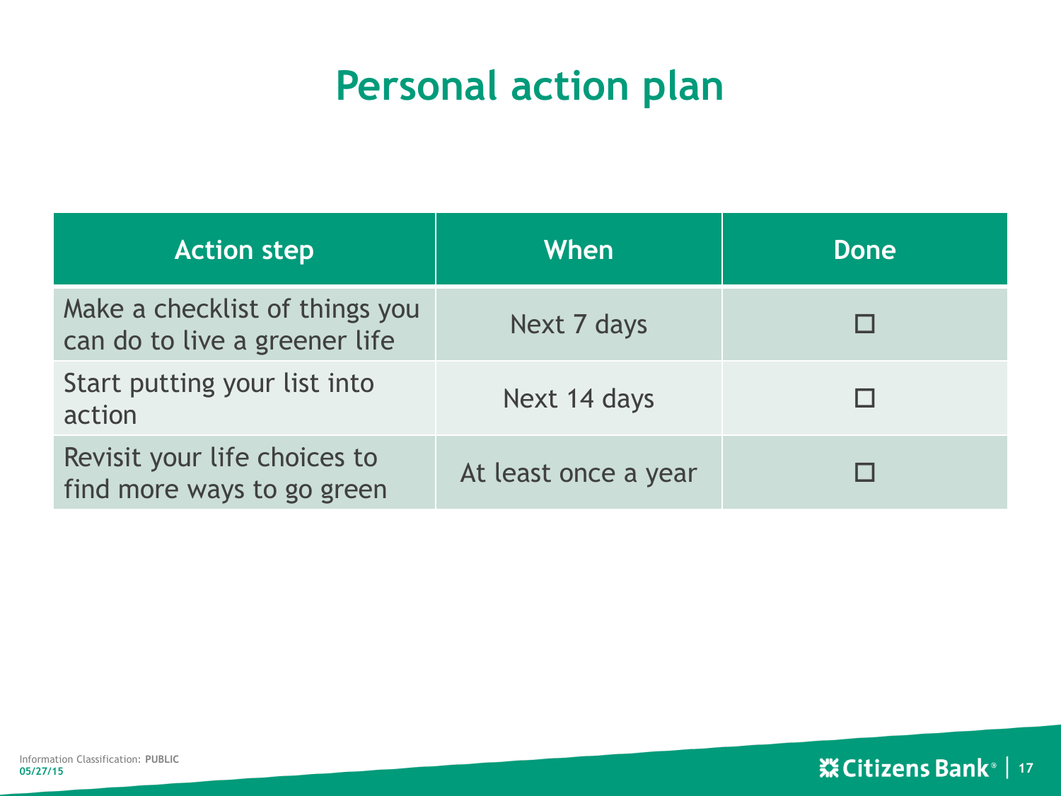# Personal action plan

| Action step | When | Done |
| --- | --- | --- |
| Make a checklist of things you can do to live a greener life | Next 7 days | ☐ |
| Start putting your list into action | Next 14 days | ☐ |
| Revisit your life choices to find more ways to go green | At least once a year | ☐ |

Information Classification: **PUBLIC**
**05/27/15**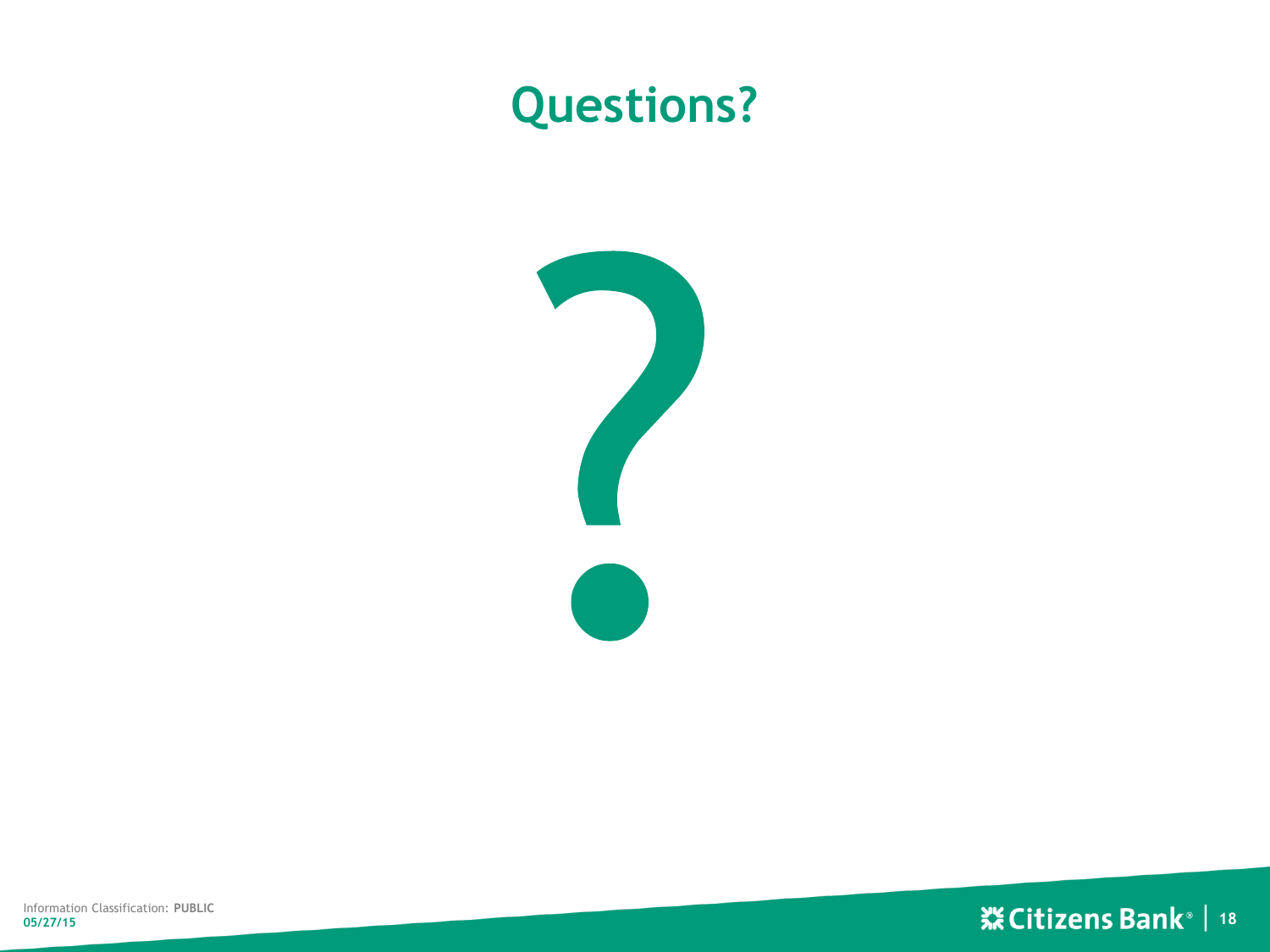# Questions?

?

Information Classification: **PUBLIC**
**05/27/15**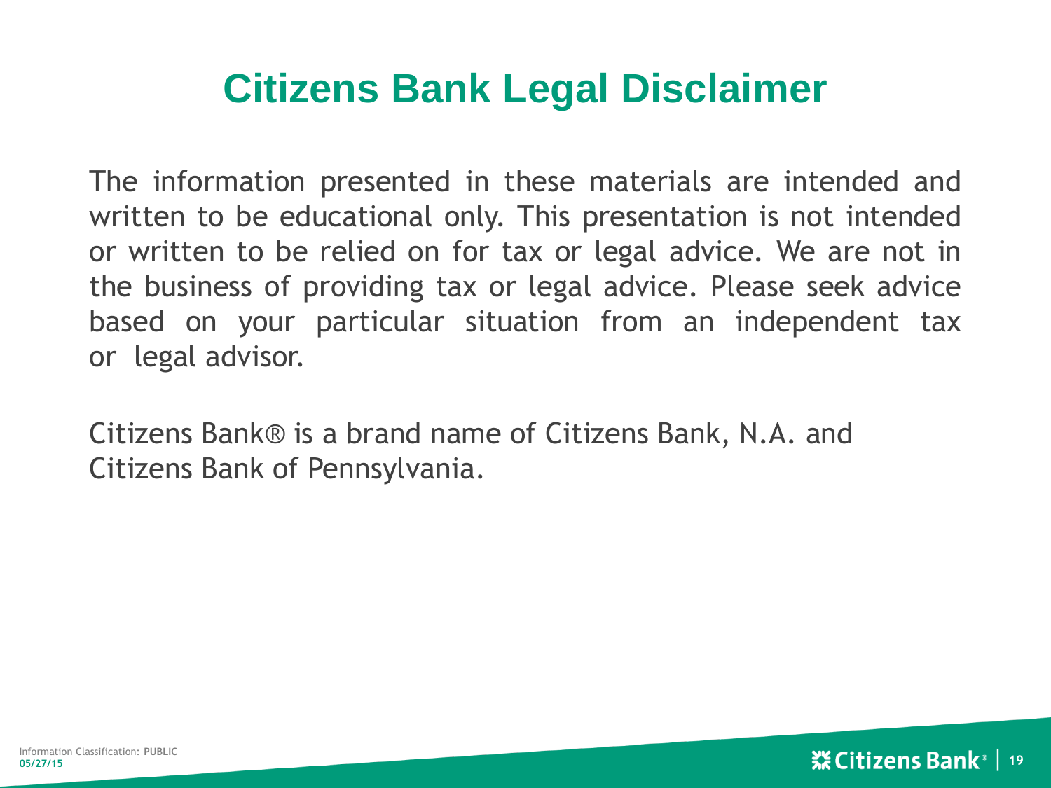# Citizens Bank Legal Disclaimer

The information presented in these materials are intended and written to be educational only. This presentation is not intended or written to be relied on for tax or legal advice. We are not in the business of providing tax or legal advice. Please seek advice based on your particular situation from an independent tax or legal advisor.

Citizens Bank® is a brand name of Citizens Bank, N.A. and Citizens Bank of Pennsylvania.

Information Classification: **PUBLIC**
**05/27/15**